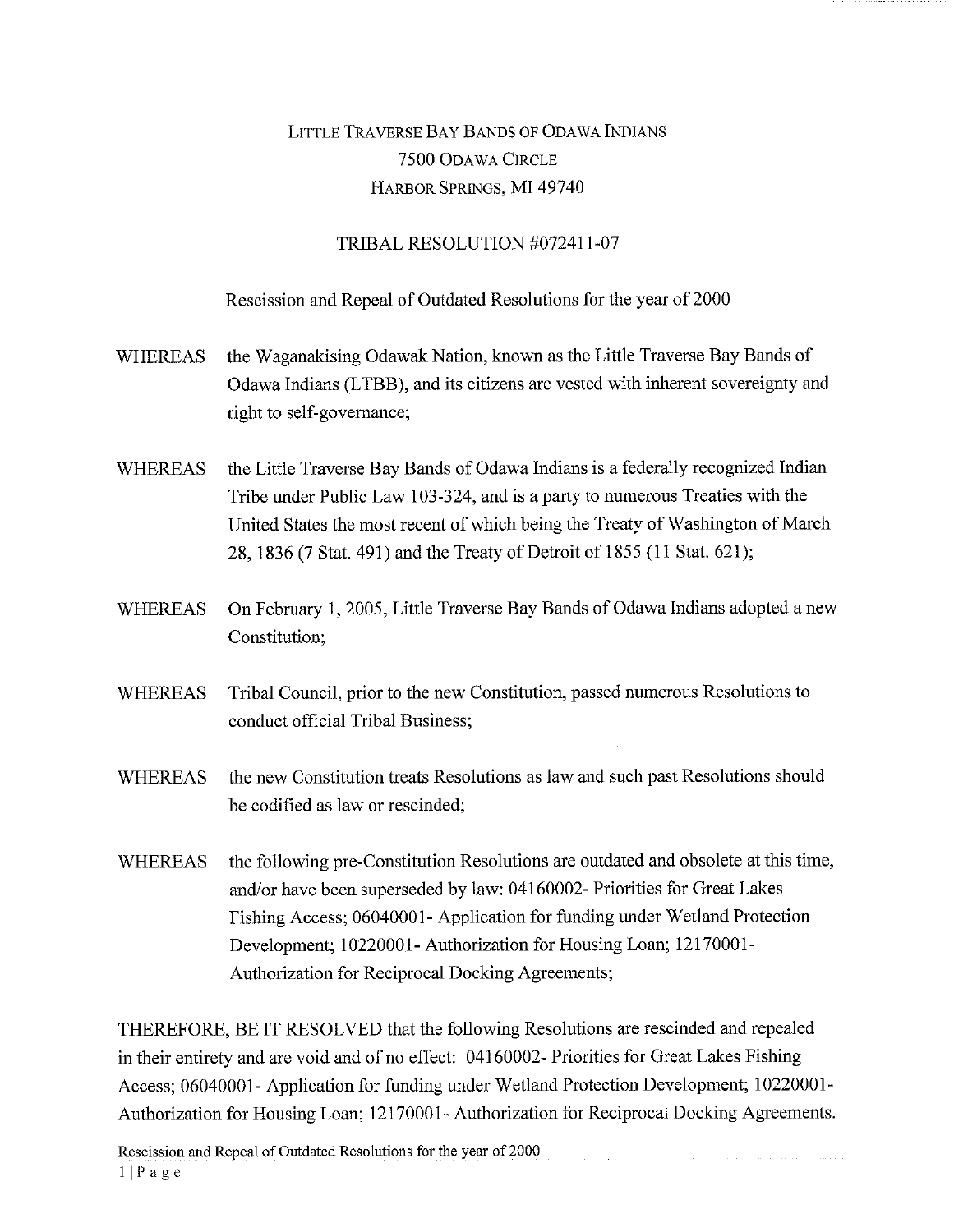LITTLE TRAVERSE BAY BANDS OF ODAWA INDIANS
7500 ODAWA CIRCLE
HARBOR SPRINGS, MI 49740

# TRIBAL RESOLUTION #072411-07

## Rescission and Repeal of Outdated Resolutions for the year of 2000

WHEREAS the Waganakising Odawak Nation, known as the Little Traverse Bay Bands of Odawa Indians (LTBB), and its citizens are vested with inherent sovereignty and right to self-governance;

WHEREAS the Little Traverse Bay Bands of Odawa Indians is a federally recognized Indian Tribe under Public Law 103-324, and is a party to numerous Treaties with the United States the most recent of which being the Treaty of Washington of March 28, 1836 (7 Stat. 491) and the Treaty of Detroit of 1855 (11 Stat. 621);

WHEREAS On February 1, 2005, Little Traverse Bay Bands of Odawa Indians adopted a new Constitution;

WHEREAS Tribal Council, prior to the new Constitution, passed numerous Resolutions to conduct official Tribal Business;

WHEREAS the new Constitution treats Resolutions as law and such past Resolutions should be codified as law or rescinded;

WHEREAS the following pre-Constitution Resolutions are outdated and obsolete at this time, and/or have been superseded by law: 04160002- Priorities for Great Lakes Fishing Access; 06040001- Application for funding under Wetland Protection Development; 10220001- Authorization for Housing Loan; 12170001- Authorization for Reciprocal Docking Agreements;

THEREFORE, BE IT RESOLVED that the following Resolutions are rescinded and repealed in their entirety and are void and of no effect: 04160002- Priorities for Great Lakes Fishing Access; 06040001- Application for funding under Wetland Protection Development; 10220001- Authorization for Housing Loan; 12170001- Authorization for Reciprocal Docking Agreements.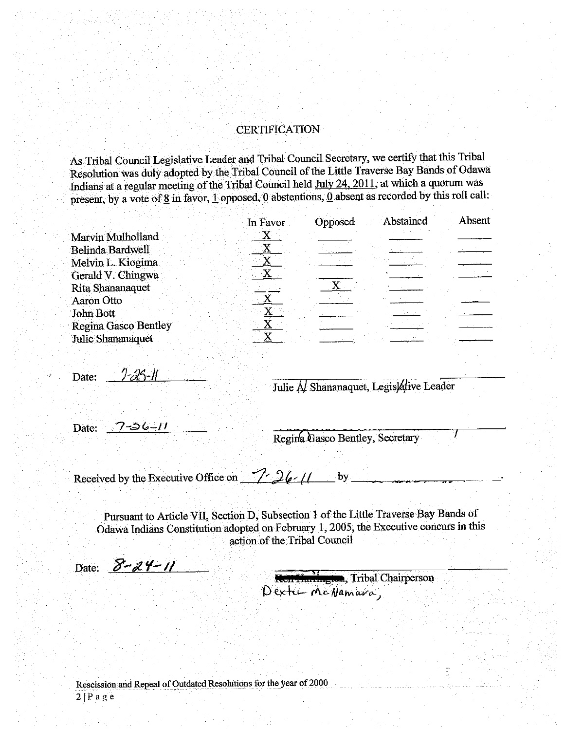## CERTIFICATION

As Tribal Council Legislative Leader and Tribal Council Secretary, we certify that this Tribal Resolution was duly adopted by the Tribal Council of the Little Traverse Bay Bands of Odawa Indians at a regular meeting of the Tribal Council held July 24, 2011, at which a quorum was present, by a vote of 8 in favor, 1 opposed, 0 abstentions, 0 absent as recorded by this roll call:

| | In Favor | Opposed | Abstained | Absent |
|---|---|---|---|---|
| Marvin Mulholland | X | | | |
| Belinda Bardwell | X | | | |
| Melvin L. Kiogima | X | | | |
| Gerald V. Chingwa | X | | | |
| Rita Shananaquet | | X | | |
| Aaron Otto | X | | | |
| John Bott | X | | | |
| Regina Gasco Bentley | X | | | |
| Julie Shananaquet | X | | | |

Date: 7-25-11

Julie A. Shananaquet, Legislative Leader

Date: 7-26-11

Regina Gasco Bentley, Secretary

Received by the Executive Office on 7-26-11 by ______.

Pursuant to Article VII, Section D, Subsection 1 of the Little Traverse Bay Bands of Odawa Indians Constitution adopted on February 1, 2005, the Executive concurs in this action of the Tribal Council

Date: 8-24-11

~~Ken Harrington~~, Tribal Chairperson
Dexter McNamara,

Rescission and Repeal of Outdated Resolutions for the year of 2000